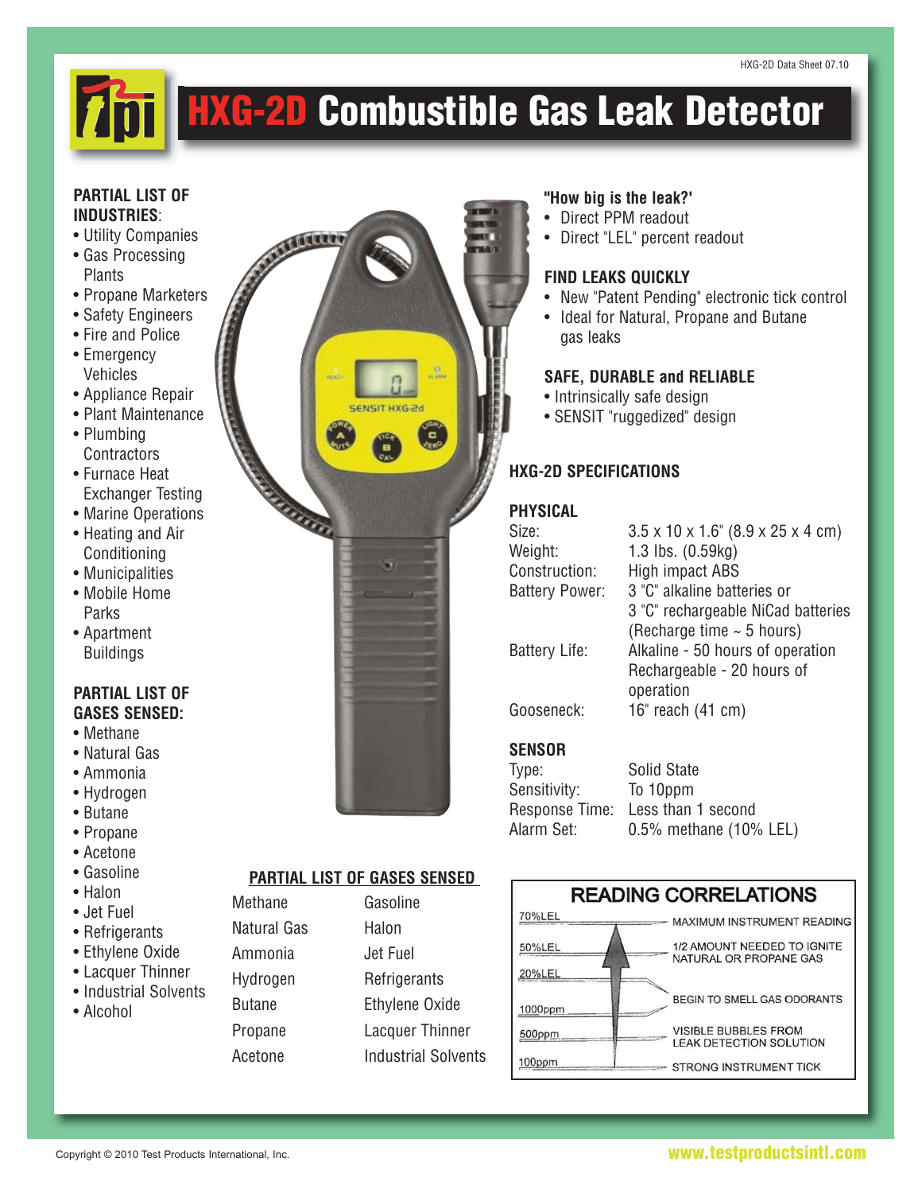HXG-2D Data Sheet 07.10

# HXG-2D Combustible Gas Leak Detector

**PARTIAL LIST OF INDUSTRIES**:

- Utility Companies
- Gas Processing Plants
- Propane Marketers
- Safety Engineers
- Fire and Police
- Emergency Vehicles
- Appliance Repair
- Plant Maintenance
- Plumbing Contractors
- Furnace Heat Exchanger Testing
- Marine Operations
- Heating and Air Conditioning
- Municipalities
- Mobile Home Parks
- Apartment Buildings

**PARTIAL LIST OF GASES SENSED:**

- Methane
- Natural Gas
- Ammonia
- Hydrogen
- Butane
- Propane
- Acetone
- Gasoline
- Halon
- Jet Fuel
- Refrigerants
- Ethylene Oxide
- Lacquer Thinner
- Industrial Solvents
- Alcohol

**"How big is the leak?'**

- Direct PPM readout
- Direct "LEL" percent readout

**FIND LEAKS QUICKLY**

- New "Patent Pending" electronic tick control
- Ideal for Natural, Propane and Butane gas leaks

**SAFE, DURABLE and RELIABLE**

- Intrinsically safe design
- SENSIT "ruggedized" design

## HXG-2D SPECIFICATIONS

### PHYSICAL

| | |
|---|---|
| Size: | 3.5 x 10 x 1.6" (8.9 x 25 x 4 cm) |
| Weight: | 1.3 lbs. (0.59kg) |
| Construction: | High impact ABS |
| Battery Power: | 3 "C" alkaline batteries or 3 "C" rechargeable NiCad batteries (Recharge time ~ 5 hours) |
| Battery Life: | Alkaline - 50 hours of operation Rechargeable - 20 hours of operation |
| Gooseneck: | 16" reach (41 cm) |

### SENSOR

| | |
|---|---|
| Type: | Solid State |
| Sensitivity: | To 10ppm |
| Response Time: | Less than 1 second |
| Alarm Set: | 0.5% methane (10% LEL) |

**PARTIAL LIST OF GASES SENSED**

| | |
|---|---|
| Methane | Gasoline |
| Natural Gas | Halon |
| Ammonia | Jet Fuel |
| Hydrogen | Refrigerants |
| Butane | Ethylene Oxide |
| Propane | Lacquer Thinner |
| Acetone | Industrial Solvents |

**READING CORRELATIONS**

| Level | Correlation |
|---|---|
| 70%LEL | MAXIMUM INSTRUMENT READING |
| 50%LEL | 1/2 AMOUNT NEEDED TO IGNITE NATURAL OR PROPANE GAS |
| 20%LEL | |
| 1000ppm | BEGIN TO SMELL GAS ODORANTS |
| 500ppm | VISIBLE BUBBLES FROM LEAK DETECTION SOLUTION |
| 100ppm | STRONG INSTRUMENT TICK |

Copyright © 2010 Test Products International, Inc.

www.testproductsintl.com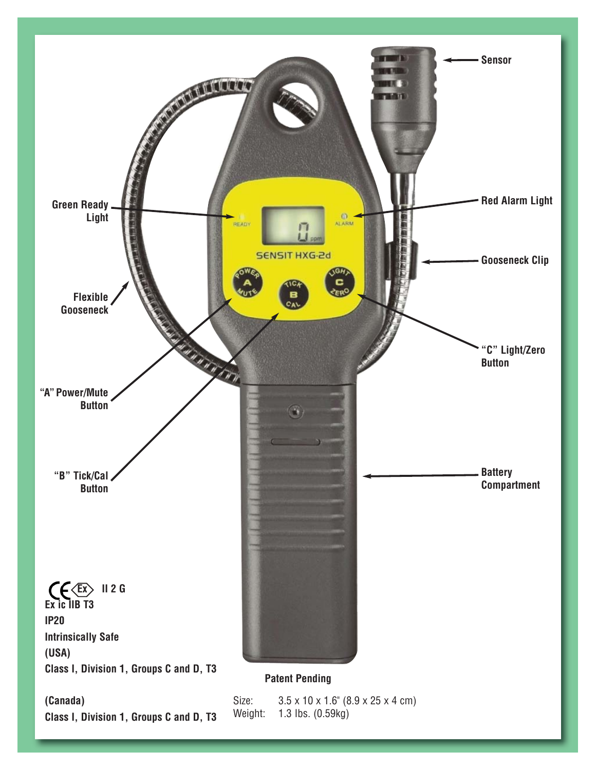Sensor

Green Ready Light

Red Alarm Light

Gooseneck Clip

Flexible Gooseneck

"C" Light/Zero Button

"A" Power/Mute Button

"B" Tick/Cal Button

Battery Compartment

CE Ex II 2 G
Ex ic IIB T3
IP20
Intrinsically Safe
(USA)
Class I, Division 1, Groups C and D, T3

(Canada)
Class I, Division 1, Groups C and D, T3

Patent Pending

Size: 3.5 x 10 x 1.6" (8.9 x 25 x 4 cm)
Weight: 1.3 lbs. (0.59kg)